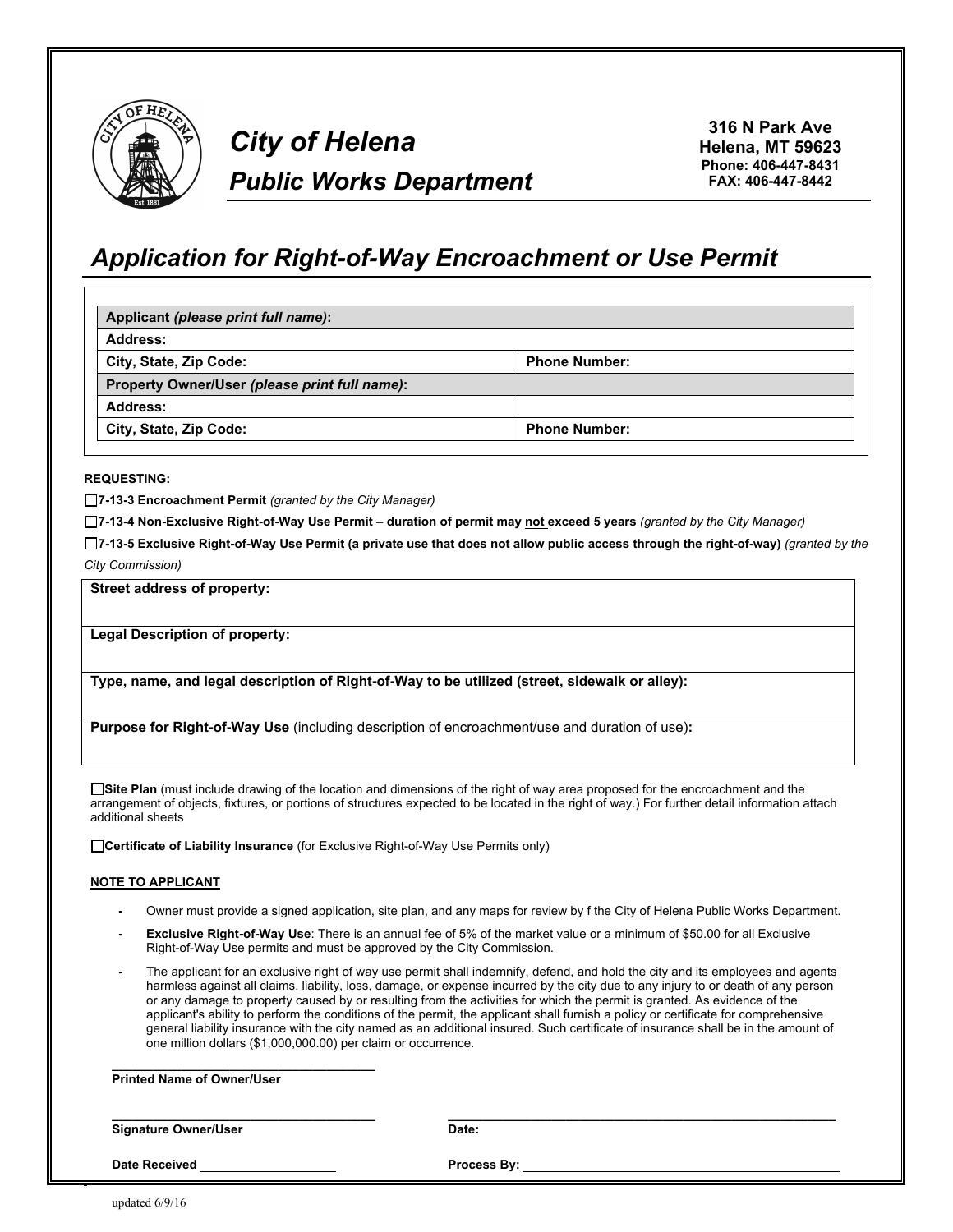# City of Helena

## Public Works Department

316 N Park Ave
Helena, MT 59623
Phone: 406-447-8431
FAX: 406-447-8442

# *Application for Right-of-Way Encroachment or Use Permit*

| **Applicant** ***(please print full name)*****:** | |
|---|---|
| **Address:** | |
| **City, State, Zip Code:** | **Phone Number:** |
| **Property Owner/User** ***(please print full name)*****:** | |
| **Address:** | |
| **City, State, Zip Code:** | **Phone Number:** |

**REQUESTING:**

☐ **7-13-3 Encroachment Permit** *(granted by the City Manager)*

☐ **7-13-4 Non-Exclusive Right-of-Way Use Permit – duration of permit may not exceed 5 years** *(granted by the City Manager)*

☐ **7-13-5 Exclusive Right-of-Way Use Permit (a private use that does not allow public access through the right-of-way)** *(granted by the City Commission)*

| **Street address of property:** |
|---|
| **Legal Description of property:** |
| **Type, name, and legal description of Right-of-Way to be utilized (street, sidewalk or alley):** |
| **Purpose for Right-of-Way Use** (including description of encroachment/use and duration of use)**:** |

☐ **Site Plan** (must include drawing of the location and dimensions of the right of way area proposed for the encroachment and the arrangement of objects, fixtures, or portions of structures expected to be located in the right of way.) For further detail information attach additional sheets

☐ **Certificate of Liability Insurance** (for Exclusive Right-of-Way Use Permits only)

**NOTE TO APPLICANT**

- Owner must provide a signed application, site plan, and any maps for review by f the City of Helena Public Works Department.
- **Exclusive Right-of-Way Use**: There is an annual fee of 5% of the market value or a minimum of $50.00 for all Exclusive Right-of-Way Use permits and must be approved by the City Commission.
- The applicant for an exclusive right of way use permit shall indemnify, defend, and hold the city and its employees and agents harmless against all claims, liability, loss, damage, or expense incurred by the city due to any injury to or death of any person or any damage to property caused by or resulting from the activities for which the permit is granted. As evidence of the applicant's ability to perform the conditions of the permit, the applicant shall furnish a policy or certificate for comprehensive general liability insurance with the city named as an additional insured. Such certificate of insurance shall be in the amount of one million dollars ($1,000,000.00) per claim or occurrence.

\_\_\_\_\_\_\_\_\_\_\_\_\_\_\_\_\_\_\_\_\_\_\_\_\_\_\_\_\_\_\_\_\_\_\_\_
**Printed Name of Owner/User**

\_\_\_\_\_\_\_\_\_\_\_\_\_\_\_\_\_\_\_\_\_\_\_\_\_\_\_\_\_\_\_\_\_\_\_\_ \_\_\_\_\_\_\_\_\_\_\_\_\_\_\_\_\_\_\_\_\_\_\_\_\_\_\_\_\_\_\_\_\_\_\_\_
**Signature Owner/User** **Date:**

**Date Received** \_\_\_\_\_\_\_\_\_\_\_\_\_\_\_\_\_\_ **Process By:** \_\_\_\_\_\_\_\_\_\_\_\_\_\_\_\_\_\_\_\_\_\_\_\_\_\_\_\_\_\_\_\_

updated 6/9/16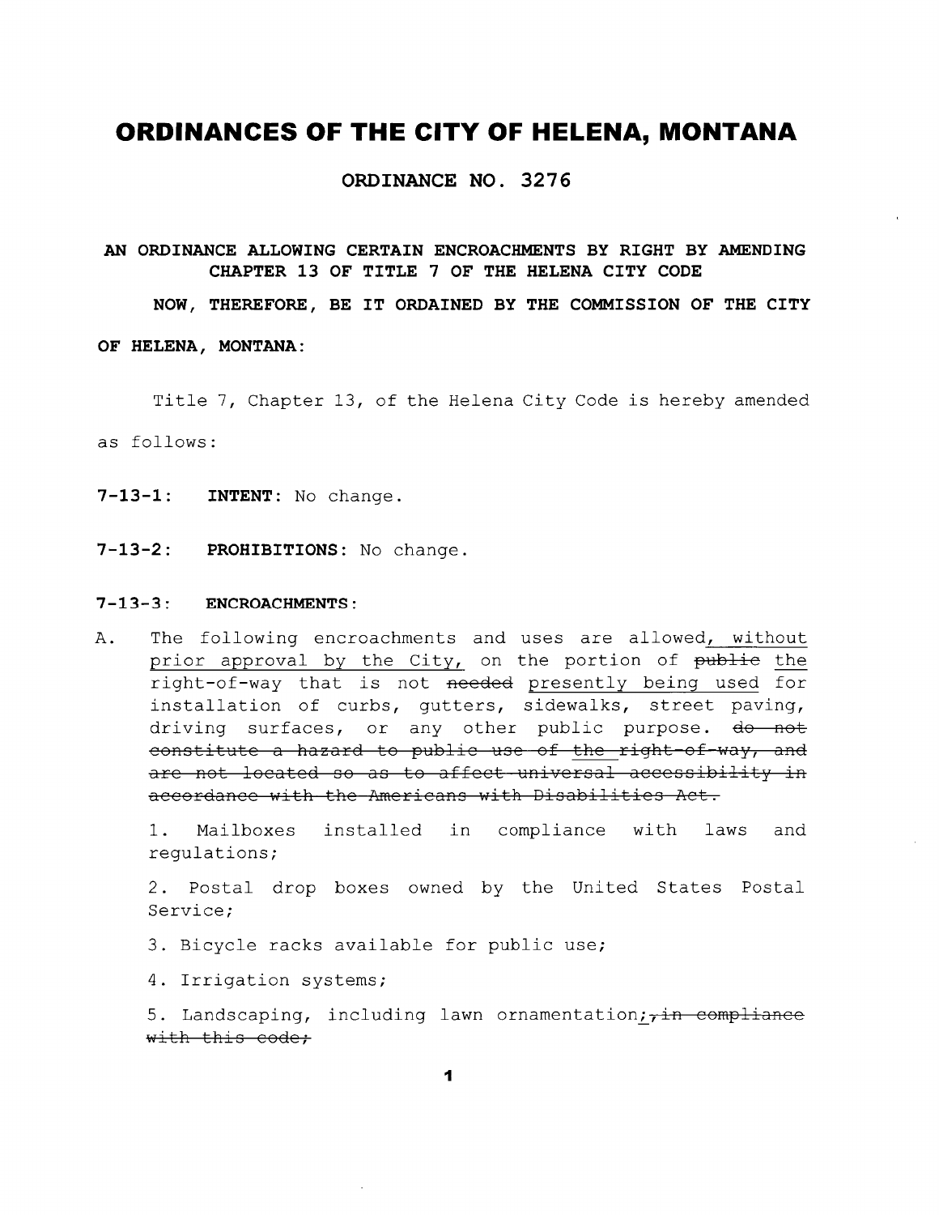# ORDINANCES OF THE CITY OF HELENA, MONTANA

**ORDINANCE NO. 3276**

**AN ORDINANCE ALLOWING CERTAIN ENCROACHMENTS BY RIGHT BY AMENDING CHAPTER 13 OF TITLE 7 OF THE HELENA CITY CODE**

**NOW, THEREFORE, BE IT ORDAINED BY THE COMMISSION OF THE CITY OF HELENA, MONTANA:**

Title 7, Chapter 13, of the Helena City Code is hereby amended as follows:

**7-13-1: INTENT:** No change.

**7-13-2: PROHIBITIONS:** No change.

**7-13-3: ENCROACHMENTS:**

A. The following encroachments and uses are allowed<u>, without prior approval by the City,</u> on the portion of ~~public~~ <u>the</u> right-of-way that is not ~~needed~~ <u>presently being used</u> for installation of curbs, gutters, sidewalks, street paving, driving surfaces, or any other public purpose. ~~do not constitute a hazard to public use of the right-of-way, and are not located so as to affect universal accessibility in accordance with the Americans with Disabilities Act.~~

1. Mailboxes installed in compliance with laws and regulations;

2. Postal drop boxes owned by the United States Postal Service;

3. Bicycle racks available for public use;

4. Irrigation systems;

5. Landscaping, including lawn ornamentation<u>;</u>~~, in compliance with this code;~~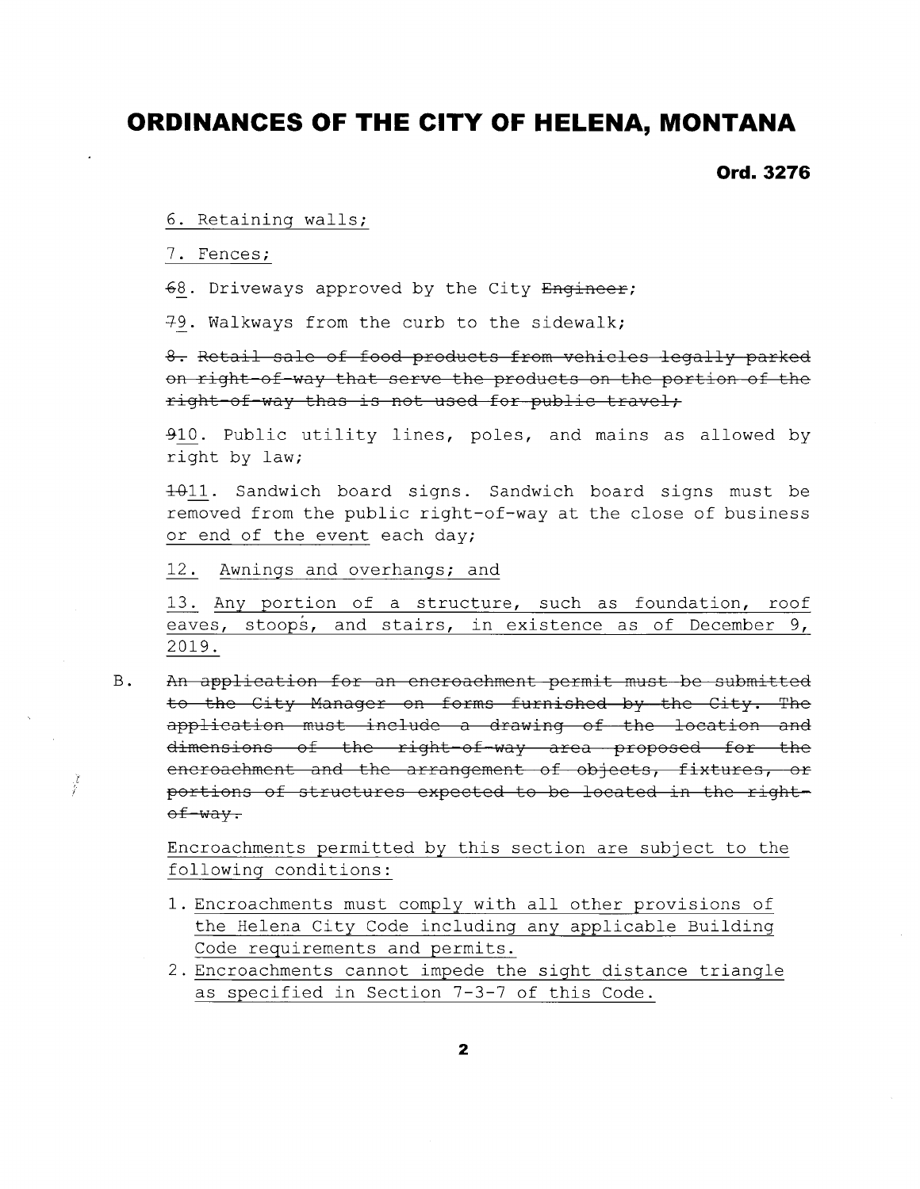# ORDINANCES OF THE CITY OF HELENA, MONTANA

**Ord. 3276**

6. Retaining walls;

7. Fences;

~~6~~8. Driveways approved by the City ~~Engineer~~;

~~7~~9. Walkways from the curb to the sidewalk;

~~8. Retail sale of food products from vehicles legally parked on right-of-way that serve the products on the portion of the right-of-way thas is not used for public travel;~~

~~9~~10. Public utility lines, poles, and mains as allowed by right by law;

~~10~~11. Sandwich board signs. Sandwich board signs must be removed from the public right-of-way at the close of business or end of the event each day;

12. Awnings and overhangs; and

13. Any portion of a structure, such as foundation, roof eaves, stoops, and stairs, in existence as of December 9, 2019.

B. ~~An application for an encroachment permit must be submitted to the City Manager on forms furnished by the City. The application must include a drawing of the location and dimensions of the right-of-way area proposed for the encroachment and the arrangement of objects, fixtures, or portions of structures expected to be located in the right-of-way.~~

Encroachments permitted by this section are subject to the following conditions:

1. Encroachments must comply with all other provisions of the Helena City Code including any applicable Building Code requirements and permits.
2. Encroachments cannot impede the sight distance triangle as specified in Section 7-3-7 of this Code.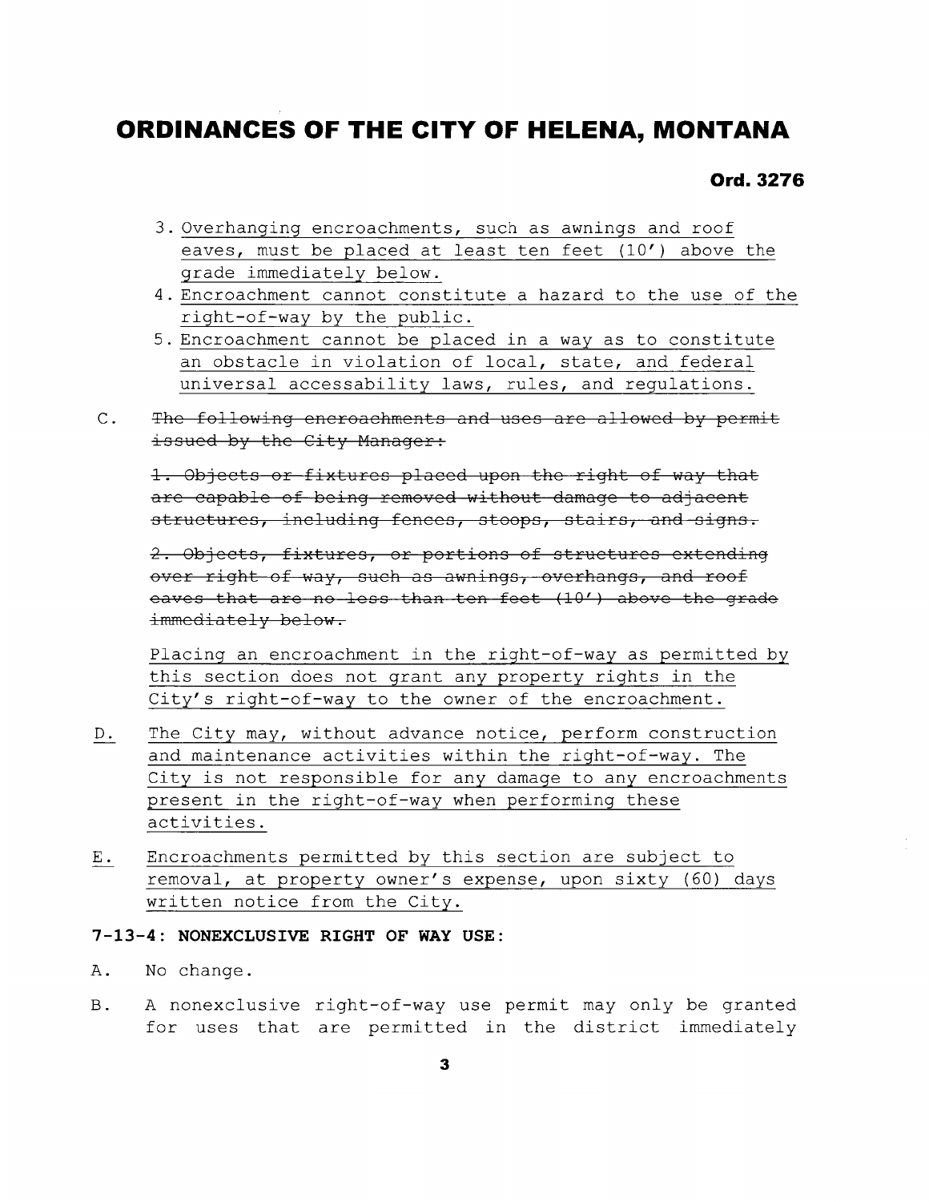3. Overhanging encroachments, such as awnings and roof eaves, must be placed at least ten feet (10') above the grade immediately below.
4. Encroachment cannot constitute a hazard to the use of the right-of-way by the public.
5. Encroachment cannot be placed in a way as to constitute an obstacle in violation of local, state, and federal universal accessability laws, rules, and regulations.

C. ~~The following encroachments and uses are allowed by permit issued by the City Manager:~~

~~1. Objects or fixtures placed upon the right of way that are capable of being removed without damage to adjacent structures, including fences, stoops, stairs, and signs.~~

~~2. Objects, fixtures, or portions of structures extending over right of way, such as awnings, overhangs, and roof eaves that are no less than ten feet (10') above the grade immediately below.~~

Placing an encroachment in the right-of-way as permitted by this section does not grant any property rights in the City's right-of-way to the owner of the encroachment.

D. The City may, without advance notice, perform construction and maintenance activities within the right-of-way. The City is not responsible for any damage to any encroachments present in the right-of-way when performing these activities.

E. Encroachments permitted by this section are subject to removal, at property owner's expense, upon sixty (60) days written notice from the City.

**7-13-4: NONEXCLUSIVE RIGHT OF WAY USE:**

A. No change.

B. A nonexclusive right-of-way use permit may only be granted for uses that are permitted in the district immediately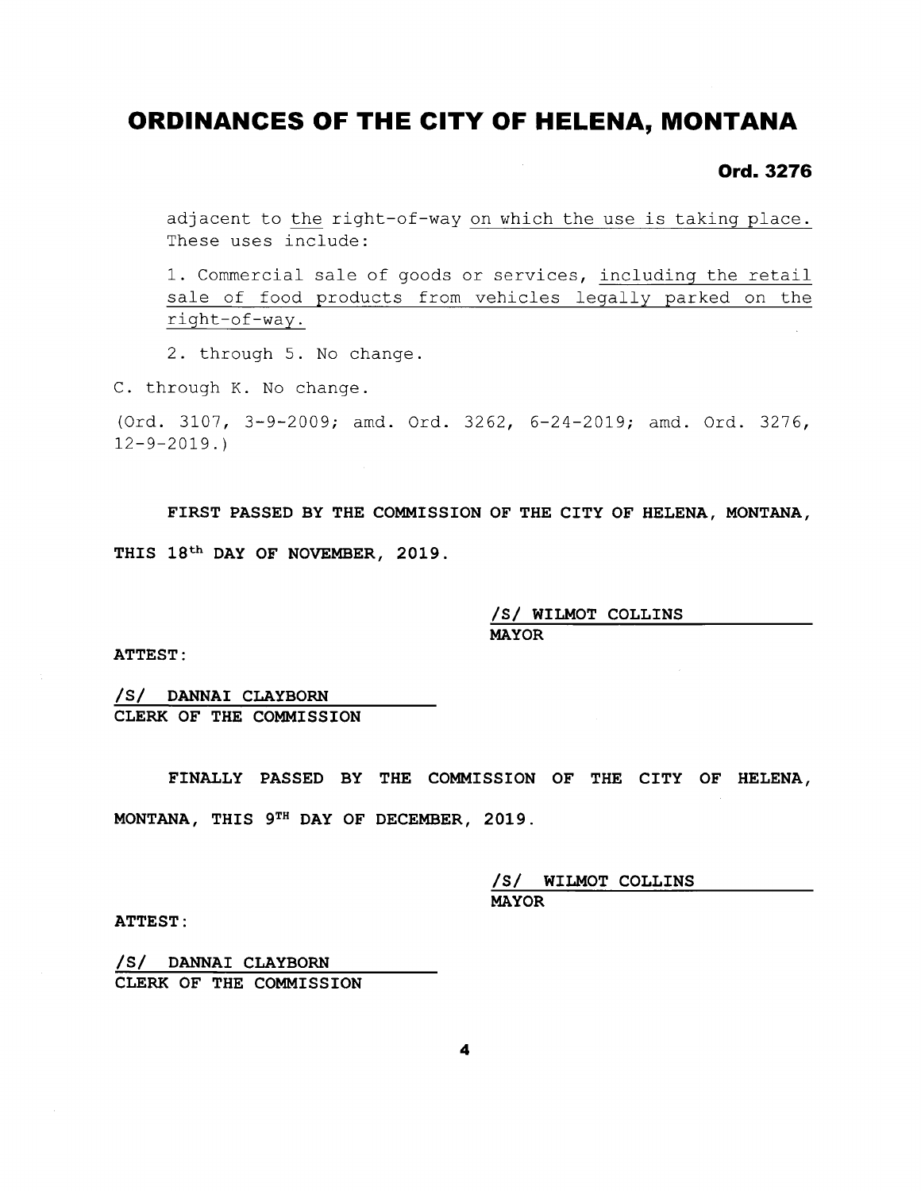adjacent to the right-of-way on which the use is taking place. These uses include:

1. Commercial sale of goods or services, including the retail sale of food products from vehicles legally parked on the right-of-way.

2. through 5. No change.

C. through K. No change.

(Ord. 3107, 3-9-2009; amd. Ord. 3262, 6-24-2019; amd. Ord. 3276, 12-9-2019.)

**FIRST PASSED BY THE COMMISSION OF THE CITY OF HELENA, MONTANA, THIS 18th DAY OF NOVEMBER, 2019.**

**/S/ WILMOT COLLINS**
**MAYOR**

**ATTEST:**

**/S/ DANNAI CLAYBORN**
**CLERK OF THE COMMISSION**

**FINALLY PASSED BY THE COMMISSION OF THE CITY OF HELENA, MONTANA, THIS 9TH DAY OF DECEMBER, 2019.**

**/S/ WILMOT COLLINS**
**MAYOR**

**ATTEST:**

**/S/ DANNAI CLAYBORN**
**CLERK OF THE COMMISSION**